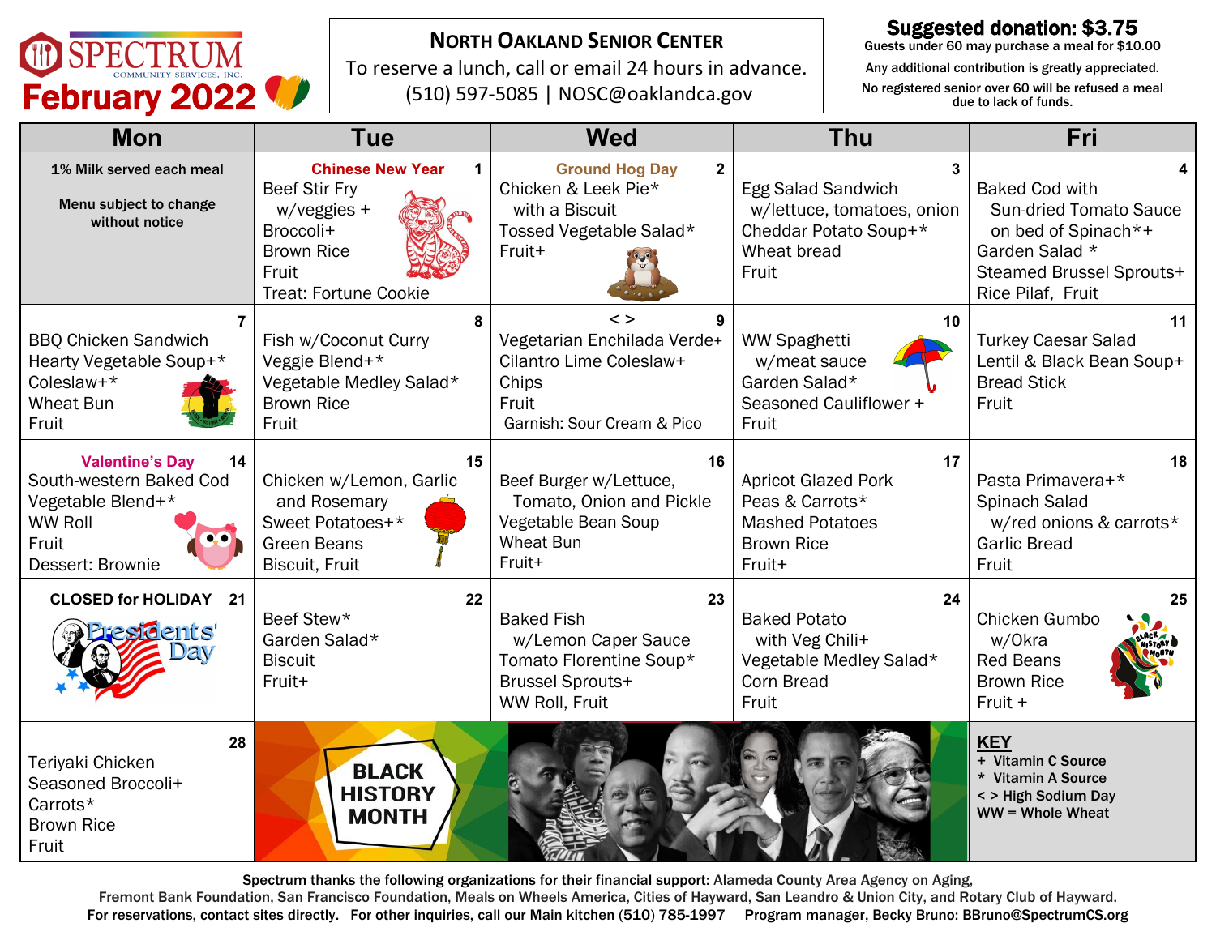# SPECTRUM COMMUNITY SERVICES, INC.

## February 2022

**NORTH OAKLAND SENIOR CENTER**
To reserve a lunch, call or email 24 hours in advance.
(510) 597-5085 | NOSC@oaklandca.gov

**Suggested donation: $3.75**
Guests under 60 may purchase a meal for $10.00
Any additional contribution is greatly appreciated.
No registered senior over 60 will be refused a meal due to lack of funds.

| Mon | Tue | Wed | Thu | Fri |
|---|---|---|---|---|
| **1% Milk served each meal**<br><br>**Menu subject to change without notice** | **1** Chinese New Year<br>Beef Stir Fry w/veggies +<br>Broccoli+<br>Brown Rice<br>Fruit<br>Treat: Fortune Cookie | **2** Ground Hog Day<br>Chicken & Leek Pie*<br>with a Biscuit<br>Tossed Vegetable Salad*<br>Fruit+ | **3**<br>Egg Salad Sandwich w/lettuce, tomatoes, onion<br>Cheddar Potato Soup+*<br>Wheat bread<br>Fruit | **4**<br>Baked Cod with Sun-dried Tomato Sauce on bed of Spinach*+<br>Garden Salad *<br>Steamed Brussel Sprouts+<br>Rice Pilaf, Fruit |
| **7**<br>BBQ Chicken Sandwich<br>Hearty Vegetable Soup+*<br>Coleslaw+*<br>Wheat Bun<br>Fruit | **8**<br>Fish w/Coconut Curry<br>Veggie Blend+*<br>Vegetable Medley Salad*<br>Brown Rice<br>Fruit | **9** < ><br>Vegetarian Enchilada Verde+<br>Cilantro Lime Coleslaw+<br>Chips<br>Fruit<br>Garnish: Sour Cream & Pico | **10**<br>WW Spaghetti w/meat sauce<br>Garden Salad*<br>Seasoned Cauliflower +<br>Fruit | **11**<br>Turkey Caesar Salad<br>Lentil & Black Bean Soup+<br>Bread Stick<br>Fruit |
| **14** Valentine's Day<br>South-western Baked Cod<br>Vegetable Blend+*<br>WW Roll<br>Fruit<br>Dessert: Brownie | **15**<br>Chicken w/Lemon, Garlic and Rosemary<br>Sweet Potatoes+*<br>Green Beans<br>Biscuit, Fruit | **16**<br>Beef Burger w/Lettuce, Tomato, Onion and Pickle<br>Vegetable Bean Soup<br>Wheat Bun<br>Fruit+ | **17**<br>Apricot Glazed Pork<br>Peas & Carrots*<br>Mashed Potatoes<br>Brown Rice<br>Fruit+ | **18**<br>Pasta Primavera+*<br>Spinach Salad w/red onions & carrots*<br>Garlic Bread<br>Fruit |
| **21** **CLOSED for HOLIDAY**<br>Presidents' Day | **22**<br>Beef Stew*<br>Garden Salad*<br>Biscuit<br>Fruit+ | **23**<br>Baked Fish w/Lemon Caper Sauce<br>Tomato Florentine Soup*<br>Brussel Sprouts+<br>WW Roll, Fruit | **24**<br>Baked Potato with Veg Chili+<br>Vegetable Medley Salad*<br>Corn Bread<br>Fruit | **25**<br>Chicken Gumbo w/Okra<br>Red Beans<br>Brown Rice<br>Fruit + |
| **28**<br>Teriyaki Chicken<br>Seasoned Broccoli+<br>Carrots*<br>Brown Rice<br>Fruit | BLACK HISTORY MONTH | | | **KEY**<br>+ Vitamin C Source<br>* Vitamin A Source<br>< > High Sodium Day<br>WW = Whole Wheat |

Spectrum thanks the following organizations for their financial support: Alameda County Area Agency on Aging, Fremont Bank Foundation, San Francisco Foundation, Meals on Wheels America, Cities of Hayward, San Leandro & Union City, and Rotary Club of Hayward.
For reservations, contact sites directly. For other inquiries, call our Main kitchen (510) 785-1997 Program manager, Becky Bruno: BBruno@SpectrumCS.org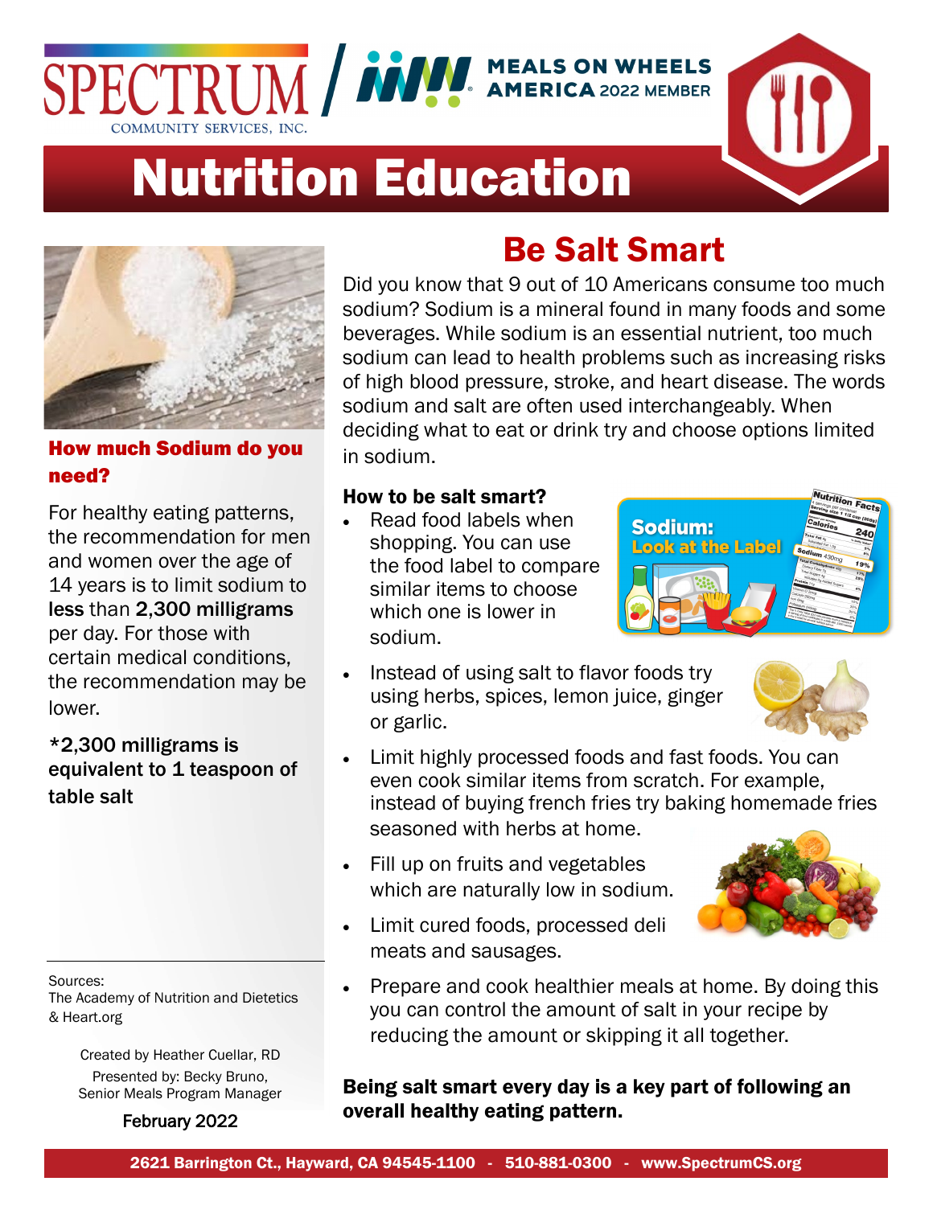SPECTRUM COMMUNITY SERVICES, INC. / MEALS ON WHEELS AMERICA 2022 MEMBER

# Nutrition Education

## How much Sodium do you need?

For healthy eating patterns, the recommendation for men and women over the age of 14 years is to limit sodium to **less** than **2,300 milligrams** per day. For those with certain medical conditions, the recommendation may be lower.

**\*2,300 milligrams is equivalent to 1 teaspoon of table salt**

Sources:
The Academy of Nutrition and Dietetics & Heart.org

Created by Heather Cuellar, RD
Presented by: Becky Bruno, Senior Meals Program Manager

February 2022

## Be Salt Smart

Did you know that 9 out of 10 Americans consume too much sodium? Sodium is a mineral found in many foods and some beverages. While sodium is an essential nutrient, too much sodium can lead to health problems such as increasing risks of high blood pressure, stroke, and heart disease. The words sodium and salt are often used interchangeably. When deciding what to eat or drink try and choose options limited in sodium.

### How to be salt smart?

- Read food labels when shopping. You can use the food label to compare similar items to choose which one is lower in sodium.

Sodium: Look at the Label

- Instead of using salt to flavor foods try using herbs, spices, lemon juice, ginger or garlic.
- Limit highly processed foods and fast foods. You can even cook similar items from scratch. For example, instead of buying french fries try baking homemade fries seasoned with herbs at home.
- Fill up on fruits and vegetables which are naturally low in sodium.
- Limit cured foods, processed deli meats and sausages.
- Prepare and cook healthier meals at home. By doing this you can control the amount of salt in your recipe by reducing the amount or skipping it all together.

**Being salt smart every day is a key part of following an overall healthy eating pattern.**

2621 Barrington Ct., Hayward, CA 94545-1100 - 510-881-0300 - www.SpectrumCS.org